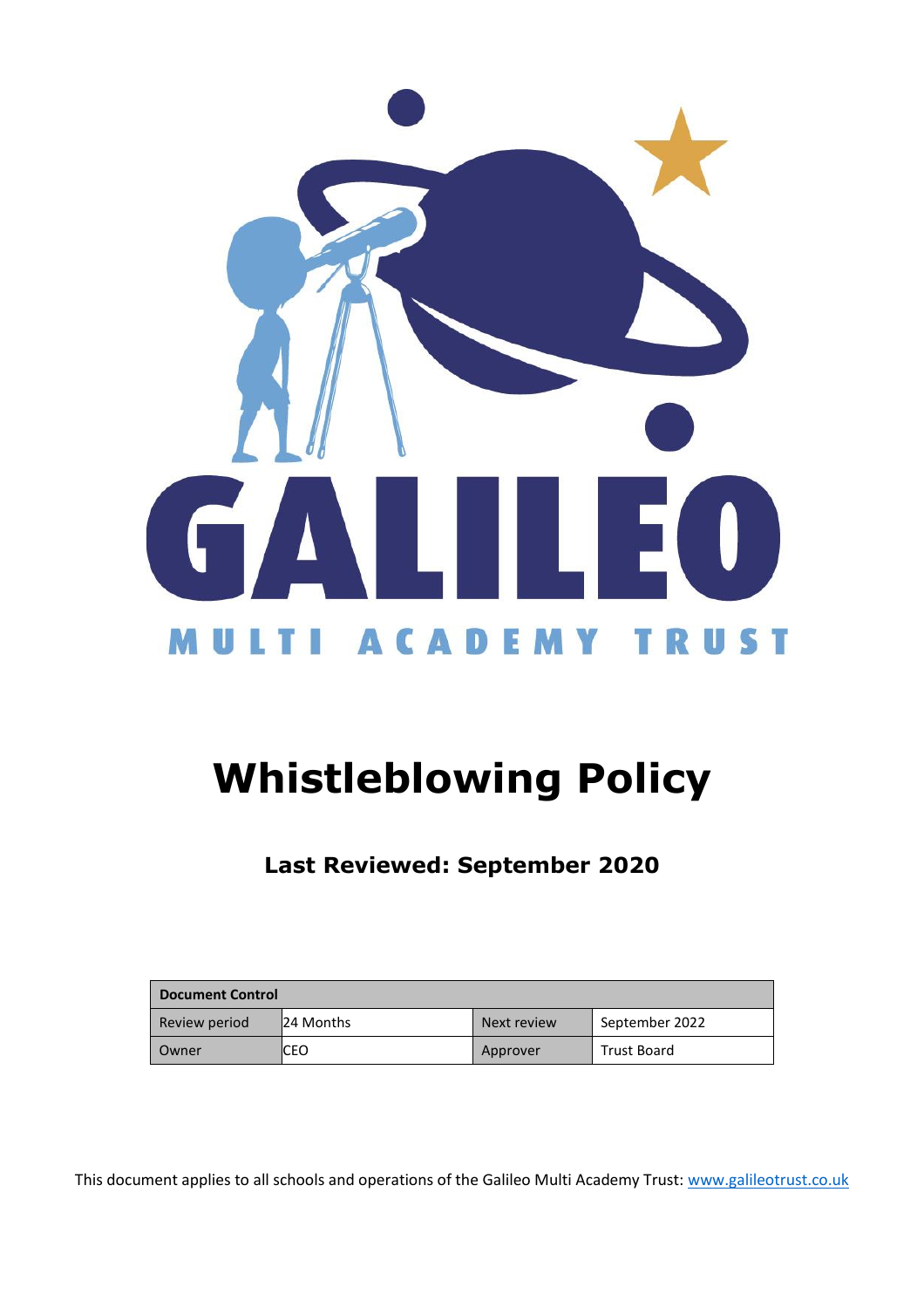GALILEO

MULTI ACADEMY TRUST

# Whistleblowing Policy

### Last Reviewed: September 2020

| Document Control | | | |
|---|---|---|---|
| Review period | 24 Months | Next review | September 2022 |
| Owner | CEO | Approver | Trust Board |

This document applies to all schools and operations of the Galileo Multi Academy Trust: www.galileotrust.co.uk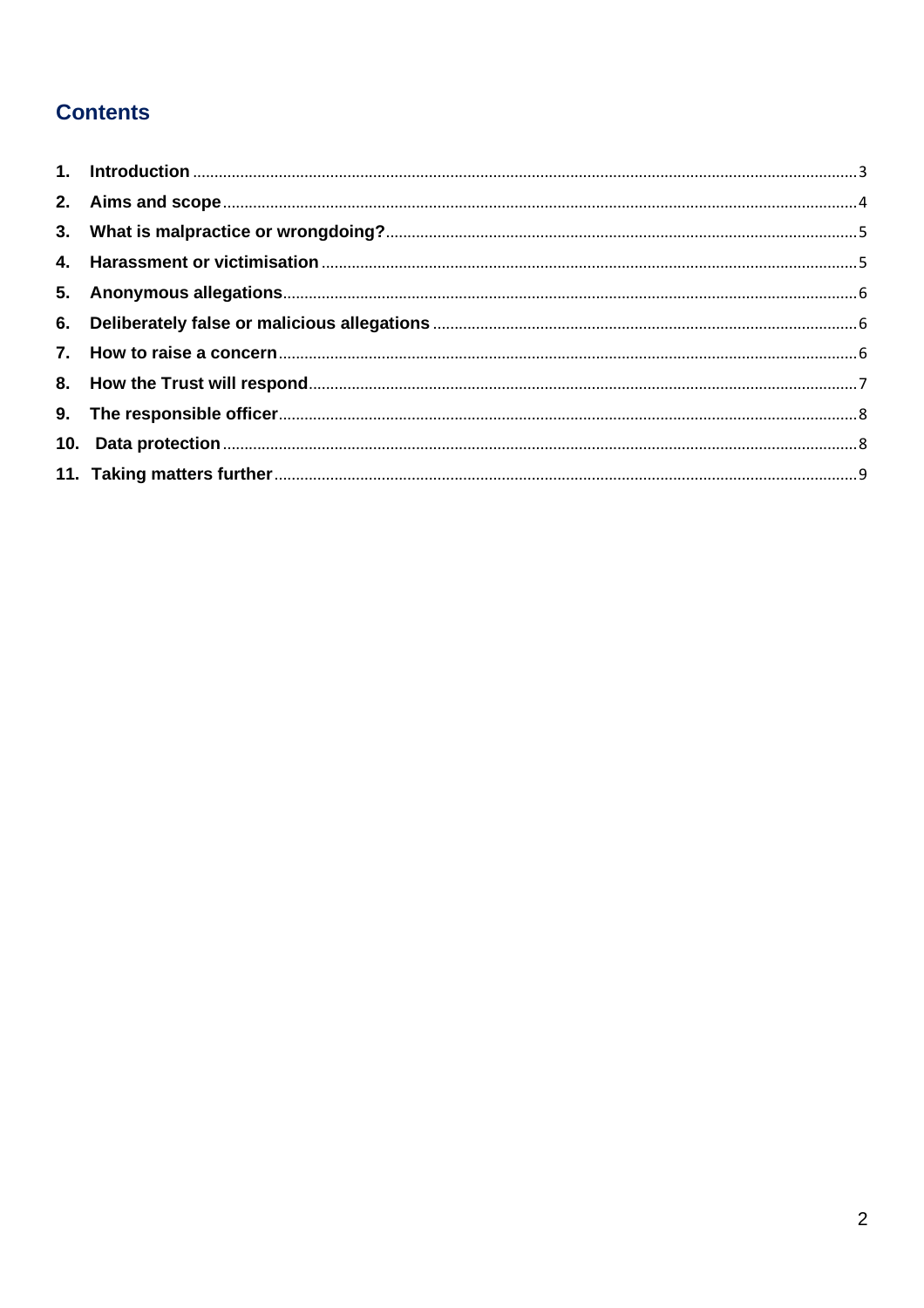## Contents

1. **Introduction** ... 3
2. **Aims and scope** ... 4
3. **What is malpractice or wrongdoing?** ... 5
4. **Harassment or victimisation** ... 5
5. **Anonymous allegations** ... 6
6. **Deliberately false or malicious allegations** ... 6
7. **How to raise a concern** ... 6
8. **How the Trust will respond** ... 7
9. **The responsible officer** ... 8
10. **Data protection** ... 8
11. **Taking matters further** ... 9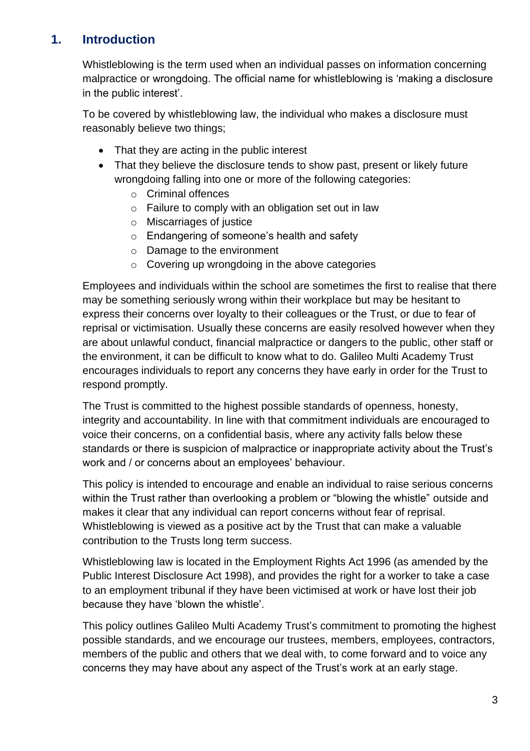## 1. Introduction

Whistleblowing is the term used when an individual passes on information concerning malpractice or wrongdoing. The official name for whistleblowing is 'making a disclosure in the public interest'.

To be covered by whistleblowing law, the individual who makes a disclosure must reasonably believe two things;

- That they are acting in the public interest
- That they believe the disclosure tends to show past, present or likely future wrongdoing falling into one or more of the following categories:
  - Criminal offences
  - Failure to comply with an obligation set out in law
  - Miscarriages of justice
  - Endangering of someone's health and safety
  - Damage to the environment
  - Covering up wrongdoing in the above categories

Employees and individuals within the school are sometimes the first to realise that there may be something seriously wrong within their workplace but may be hesitant to express their concerns over loyalty to their colleagues or the Trust, or due to fear of reprisal or victimisation. Usually these concerns are easily resolved however when they are about unlawful conduct, financial malpractice or dangers to the public, other staff or the environment, it can be difficult to know what to do. Galileo Multi Academy Trust encourages individuals to report any concerns they have early in order for the Trust to respond promptly.

The Trust is committed to the highest possible standards of openness, honesty, integrity and accountability. In line with that commitment individuals are encouraged to voice their concerns, on a confidential basis, where any activity falls below these standards or there is suspicion of malpractice or inappropriate activity about the Trust's work and / or concerns about an employees' behaviour.

This policy is intended to encourage and enable an individual to raise serious concerns within the Trust rather than overlooking a problem or "blowing the whistle" outside and makes it clear that any individual can report concerns without fear of reprisal. Whistleblowing is viewed as a positive act by the Trust that can make a valuable contribution to the Trusts long term success.

Whistleblowing law is located in the Employment Rights Act 1996 (as amended by the Public Interest Disclosure Act 1998), and provides the right for a worker to take a case to an employment tribunal if they have been victimised at work or have lost their job because they have 'blown the whistle'.

This policy outlines Galileo Multi Academy Trust's commitment to promoting the highest possible standards, and we encourage our trustees, members, employees, contractors, members of the public and others that we deal with, to come forward and to voice any concerns they may have about any aspect of the Trust's work at an early stage.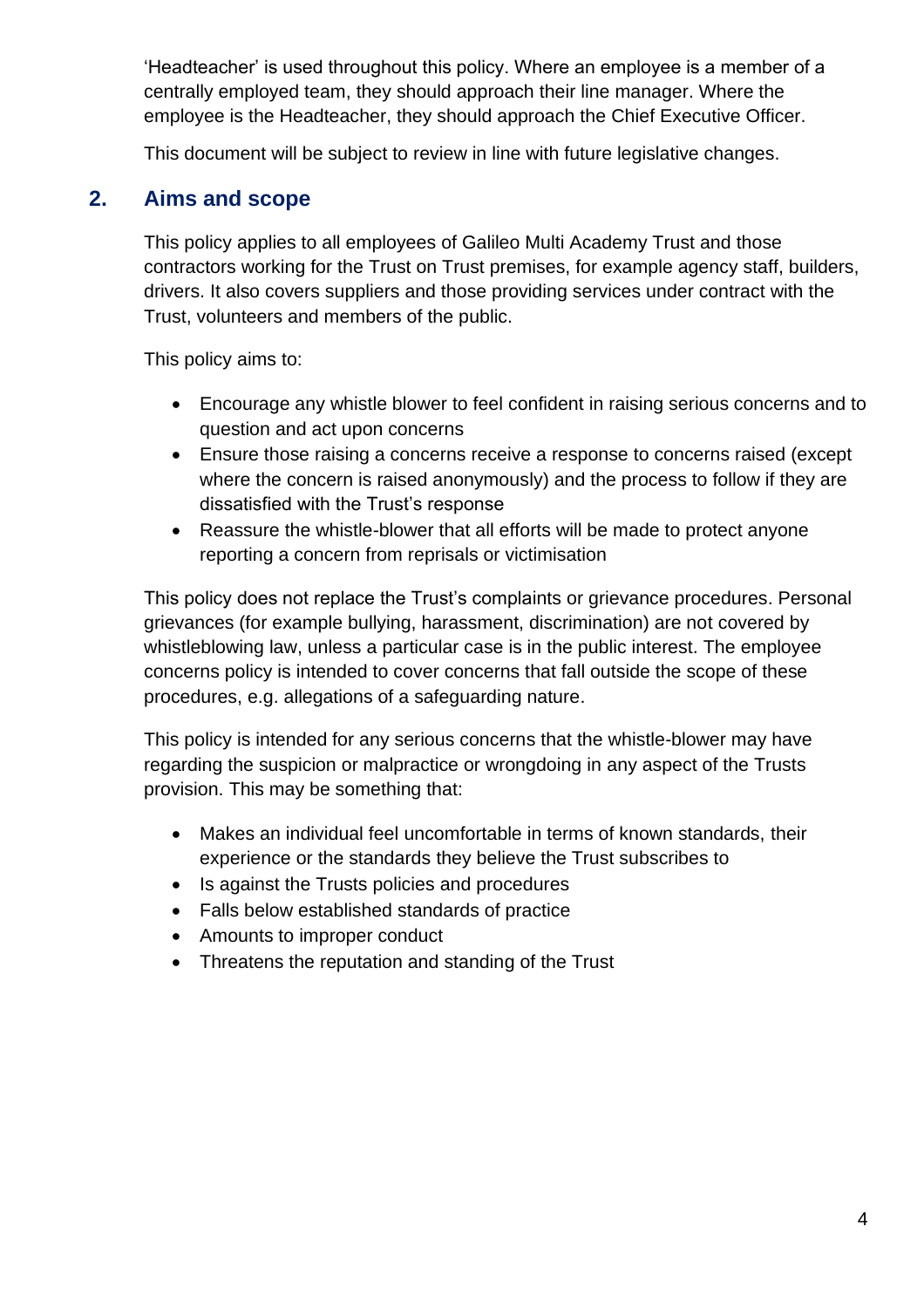'Headteacher' is used throughout this policy. Where an employee is a member of a centrally employed team, they should approach their line manager. Where the employee is the Headteacher, they should approach the Chief Executive Officer.

This document will be subject to review in line with future legislative changes.

## 2. Aims and scope

This policy applies to all employees of Galileo Multi Academy Trust and those contractors working for the Trust on Trust premises, for example agency staff, builders, drivers. It also covers suppliers and those providing services under contract with the Trust, volunteers and members of the public.

This policy aims to:

- Encourage any whistle blower to feel confident in raising serious concerns and to question and act upon concerns
- Ensure those raising a concerns receive a response to concerns raised (except where the concern is raised anonymously) and the process to follow if they are dissatisfied with the Trust's response
- Reassure the whistle-blower that all efforts will be made to protect anyone reporting a concern from reprisals or victimisation

This policy does not replace the Trust's complaints or grievance procedures. Personal grievances (for example bullying, harassment, discrimination) are not covered by whistleblowing law, unless a particular case is in the public interest. The employee concerns policy is intended to cover concerns that fall outside the scope of these procedures, e.g. allegations of a safeguarding nature.

This policy is intended for any serious concerns that the whistle-blower may have regarding the suspicion or malpractice or wrongdoing in any aspect of the Trusts provision. This may be something that:

- Makes an individual feel uncomfortable in terms of known standards, their experience or the standards they believe the Trust subscribes to
- Is against the Trusts policies and procedures
- Falls below established standards of practice
- Amounts to improper conduct
- Threatens the reputation and standing of the Trust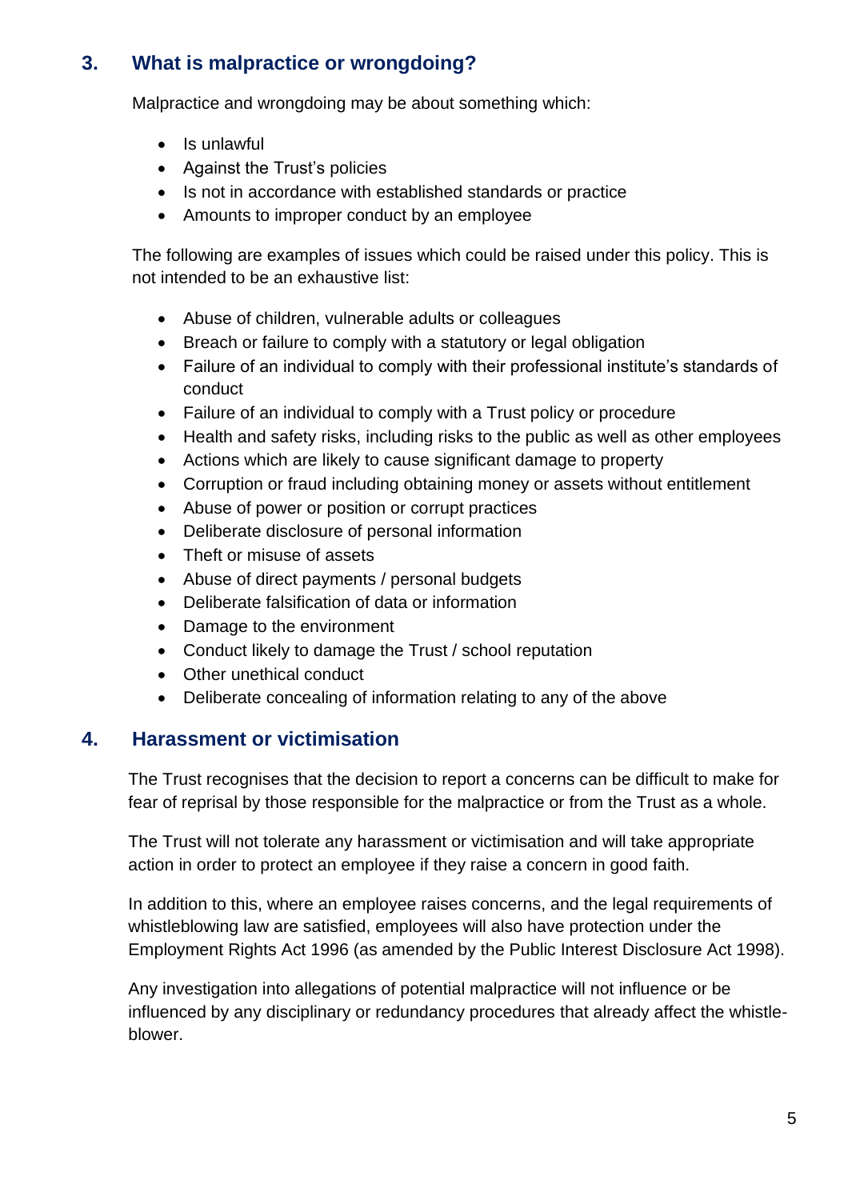## 3. What is malpractice or wrongdoing?

Malpractice and wrongdoing may be about something which:

- Is unlawful
- Against the Trust's policies
- Is not in accordance with established standards or practice
- Amounts to improper conduct by an employee

The following are examples of issues which could be raised under this policy. This is not intended to be an exhaustive list:

- Abuse of children, vulnerable adults or colleagues
- Breach or failure to comply with a statutory or legal obligation
- Failure of an individual to comply with their professional institute's standards of conduct
- Failure of an individual to comply with a Trust policy or procedure
- Health and safety risks, including risks to the public as well as other employees
- Actions which are likely to cause significant damage to property
- Corruption or fraud including obtaining money or assets without entitlement
- Abuse of power or position or corrupt practices
- Deliberate disclosure of personal information
- Theft or misuse of assets
- Abuse of direct payments / personal budgets
- Deliberate falsification of data or information
- Damage to the environment
- Conduct likely to damage the Trust / school reputation
- Other unethical conduct
- Deliberate concealing of information relating to any of the above

## 4. Harassment or victimisation

The Trust recognises that the decision to report a concerns can be difficult to make for fear of reprisal by those responsible for the malpractice or from the Trust as a whole.

The Trust will not tolerate any harassment or victimisation and will take appropriate action in order to protect an employee if they raise a concern in good faith.

In addition to this, where an employee raises concerns, and the legal requirements of whistleblowing law are satisfied, employees will also have protection under the Employment Rights Act 1996 (as amended by the Public Interest Disclosure Act 1998).

Any investigation into allegations of potential malpractice will not influence or be influenced by any disciplinary or redundancy procedures that already affect the whistle-blower.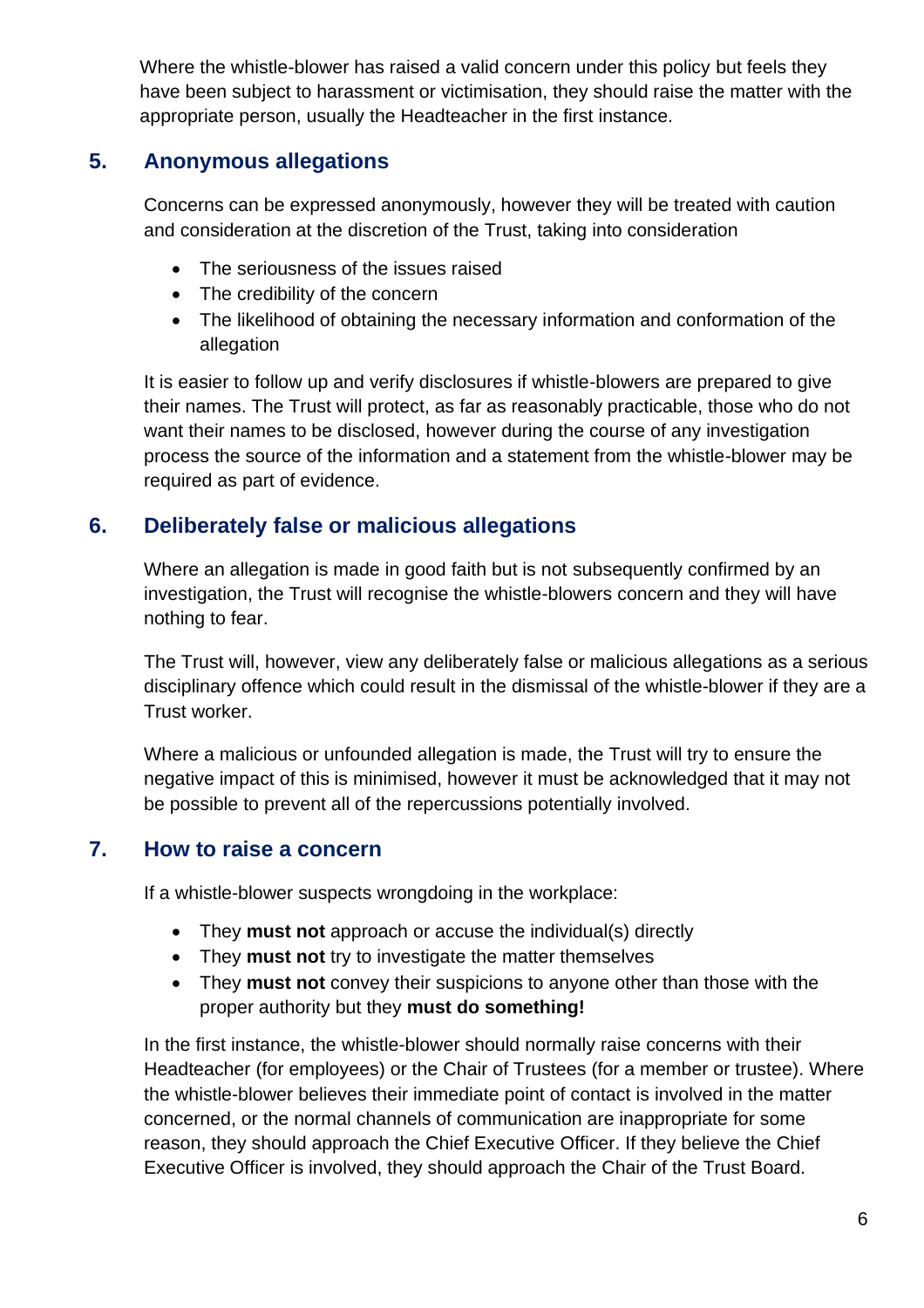Where the whistle-blower has raised a valid concern under this policy but feels they have been subject to harassment or victimisation, they should raise the matter with the appropriate person, usually the Headteacher in the first instance.

## 5. Anonymous allegations

Concerns can be expressed anonymously, however they will be treated with caution and consideration at the discretion of the Trust, taking into consideration

- The seriousness of the issues raised
- The credibility of the concern
- The likelihood of obtaining the necessary information and conformation of the allegation

It is easier to follow up and verify disclosures if whistle-blowers are prepared to give their names. The Trust will protect, as far as reasonably practicable, those who do not want their names to be disclosed, however during the course of any investigation process the source of the information and a statement from the whistle-blower may be required as part of evidence.

## 6. Deliberately false or malicious allegations

Where an allegation is made in good faith but is not subsequently confirmed by an investigation, the Trust will recognise the whistle-blowers concern and they will have nothing to fear.

The Trust will, however, view any deliberately false or malicious allegations as a serious disciplinary offence which could result in the dismissal of the whistle-blower if they are a Trust worker.

Where a malicious or unfounded allegation is made, the Trust will try to ensure the negative impact of this is minimised, however it must be acknowledged that it may not be possible to prevent all of the repercussions potentially involved.

## 7. How to raise a concern

If a whistle-blower suspects wrongdoing in the workplace:

- They **must not** approach or accuse the individual(s) directly
- They **must not** try to investigate the matter themselves
- They **must not** convey their suspicions to anyone other than those with the proper authority but they **must do something!**

In the first instance, the whistle-blower should normally raise concerns with their Headteacher (for employees) or the Chair of Trustees (for a member or trustee). Where the whistle-blower believes their immediate point of contact is involved in the matter concerned, or the normal channels of communication are inappropriate for some reason, they should approach the Chief Executive Officer. If they believe the Chief Executive Officer is involved, they should approach the Chair of the Trust Board.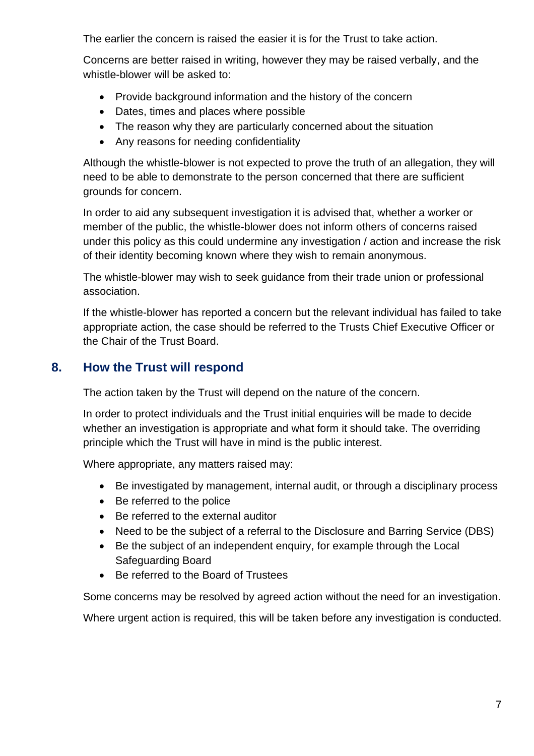The earlier the concern is raised the easier it is for the Trust to take action.

Concerns are better raised in writing, however they may be raised verbally, and the whistle-blower will be asked to:

- Provide background information and the history of the concern
- Dates, times and places where possible
- The reason why they are particularly concerned about the situation
- Any reasons for needing confidentiality

Although the whistle-blower is not expected to prove the truth of an allegation, they will need to be able to demonstrate to the person concerned that there are sufficient grounds for concern.

In order to aid any subsequent investigation it is advised that, whether a worker or member of the public, the whistle-blower does not inform others of concerns raised under this policy as this could undermine any investigation / action and increase the risk of their identity becoming known where they wish to remain anonymous.

The whistle-blower may wish to seek guidance from their trade union or professional association.

If the whistle-blower has reported a concern but the relevant individual has failed to take appropriate action, the case should be referred to the Trusts Chief Executive Officer or the Chair of the Trust Board.

## 8. How the Trust will respond

The action taken by the Trust will depend on the nature of the concern.

In order to protect individuals and the Trust initial enquiries will be made to decide whether an investigation is appropriate and what form it should take. The overriding principle which the Trust will have in mind is the public interest.

Where appropriate, any matters raised may:

- Be investigated by management, internal audit, or through a disciplinary process
- Be referred to the police
- Be referred to the external auditor
- Need to be the subject of a referral to the Disclosure and Barring Service (DBS)
- Be the subject of an independent enquiry, for example through the Local Safeguarding Board
- Be referred to the Board of Trustees

Some concerns may be resolved by agreed action without the need for an investigation.

Where urgent action is required, this will be taken before any investigation is conducted.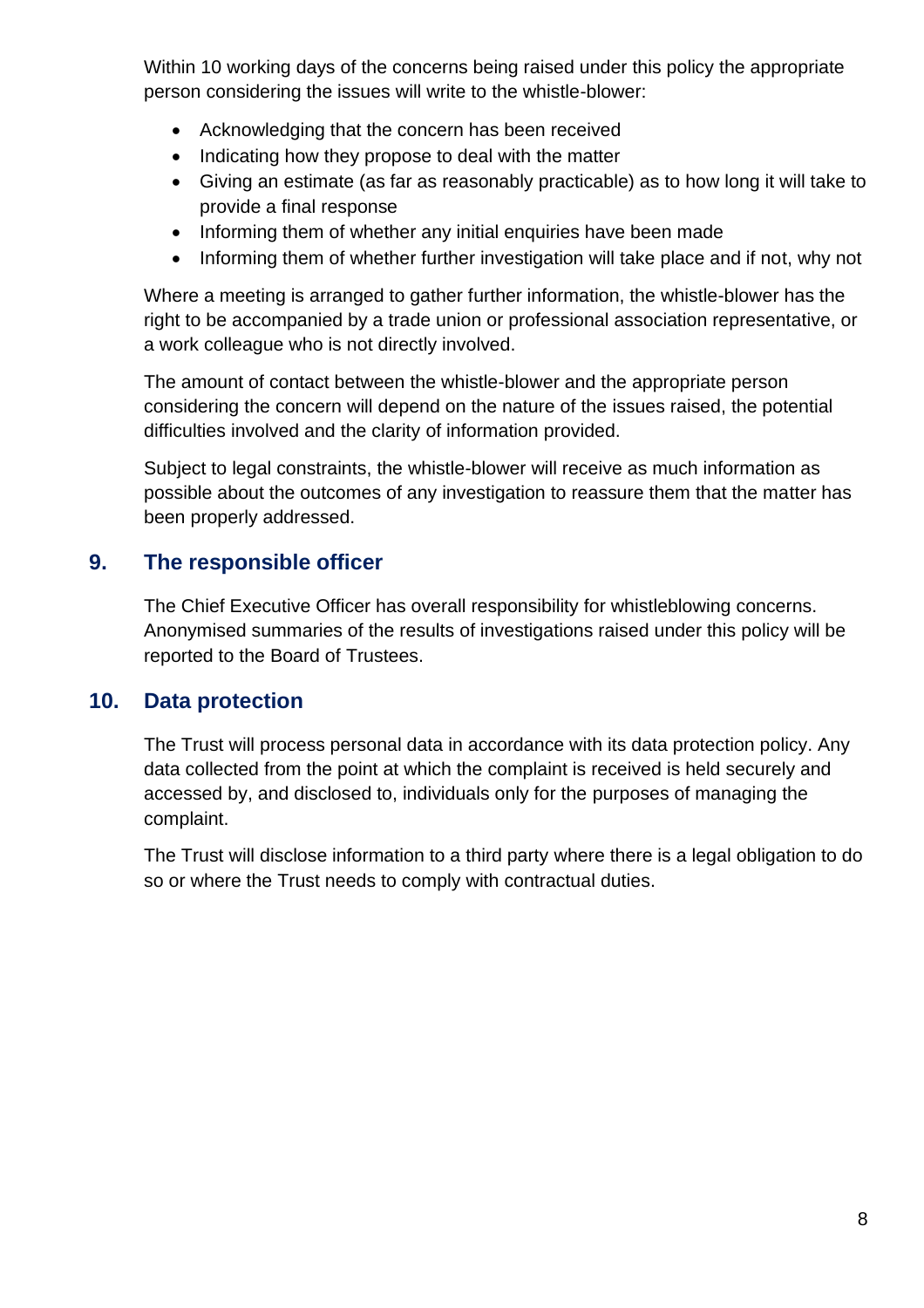Within 10 working days of the concerns being raised under this policy the appropriate person considering the issues will write to the whistle-blower:

- Acknowledging that the concern has been received
- Indicating how they propose to deal with the matter
- Giving an estimate (as far as reasonably practicable) as to how long it will take to provide a final response
- Informing them of whether any initial enquiries have been made
- Informing them of whether further investigation will take place and if not, why not

Where a meeting is arranged to gather further information, the whistle-blower has the right to be accompanied by a trade union or professional association representative, or a work colleague who is not directly involved.

The amount of contact between the whistle-blower and the appropriate person considering the concern will depend on the nature of the issues raised, the potential difficulties involved and the clarity of information provided.

Subject to legal constraints, the whistle-blower will receive as much information as possible about the outcomes of any investigation to reassure them that the matter has been properly addressed.

## 9. The responsible officer

The Chief Executive Officer has overall responsibility for whistleblowing concerns. Anonymised summaries of the results of investigations raised under this policy will be reported to the Board of Trustees.

## 10. Data protection

The Trust will process personal data in accordance with its data protection policy. Any data collected from the point at which the complaint is received is held securely and accessed by, and disclosed to, individuals only for the purposes of managing the complaint.

The Trust will disclose information to a third party where there is a legal obligation to do so or where the Trust needs to comply with contractual duties.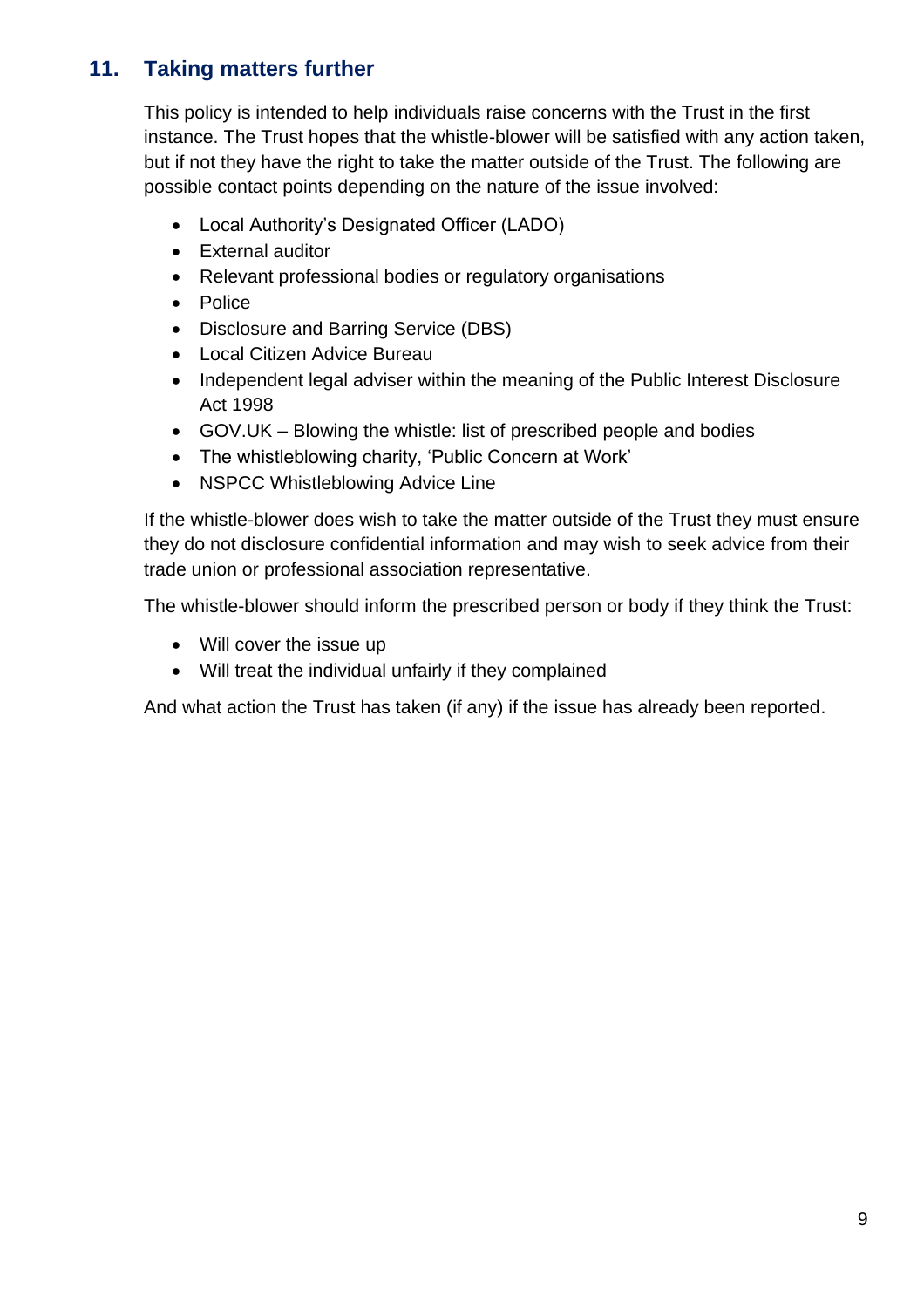## 11. Taking matters further

This policy is intended to help individuals raise concerns with the Trust in the first instance. The Trust hopes that the whistle-blower will be satisfied with any action taken, but if not they have the right to take the matter outside of the Trust. The following are possible contact points depending on the nature of the issue involved:

- Local Authority's Designated Officer (LADO)
- External auditor
- Relevant professional bodies or regulatory organisations
- Police
- Disclosure and Barring Service (DBS)
- Local Citizen Advice Bureau
- Independent legal adviser within the meaning of the Public Interest Disclosure Act 1998
- GOV.UK – Blowing the whistle: list of prescribed people and bodies
- The whistleblowing charity, 'Public Concern at Work'
- NSPCC Whistleblowing Advice Line

If the whistle-blower does wish to take the matter outside of the Trust they must ensure they do not disclosure confidential information and may wish to seek advice from their trade union or professional association representative.

The whistle-blower should inform the prescribed person or body if they think the Trust:

- Will cover the issue up
- Will treat the individual unfairly if they complained

And what action the Trust has taken (if any) if the issue has already been reported.